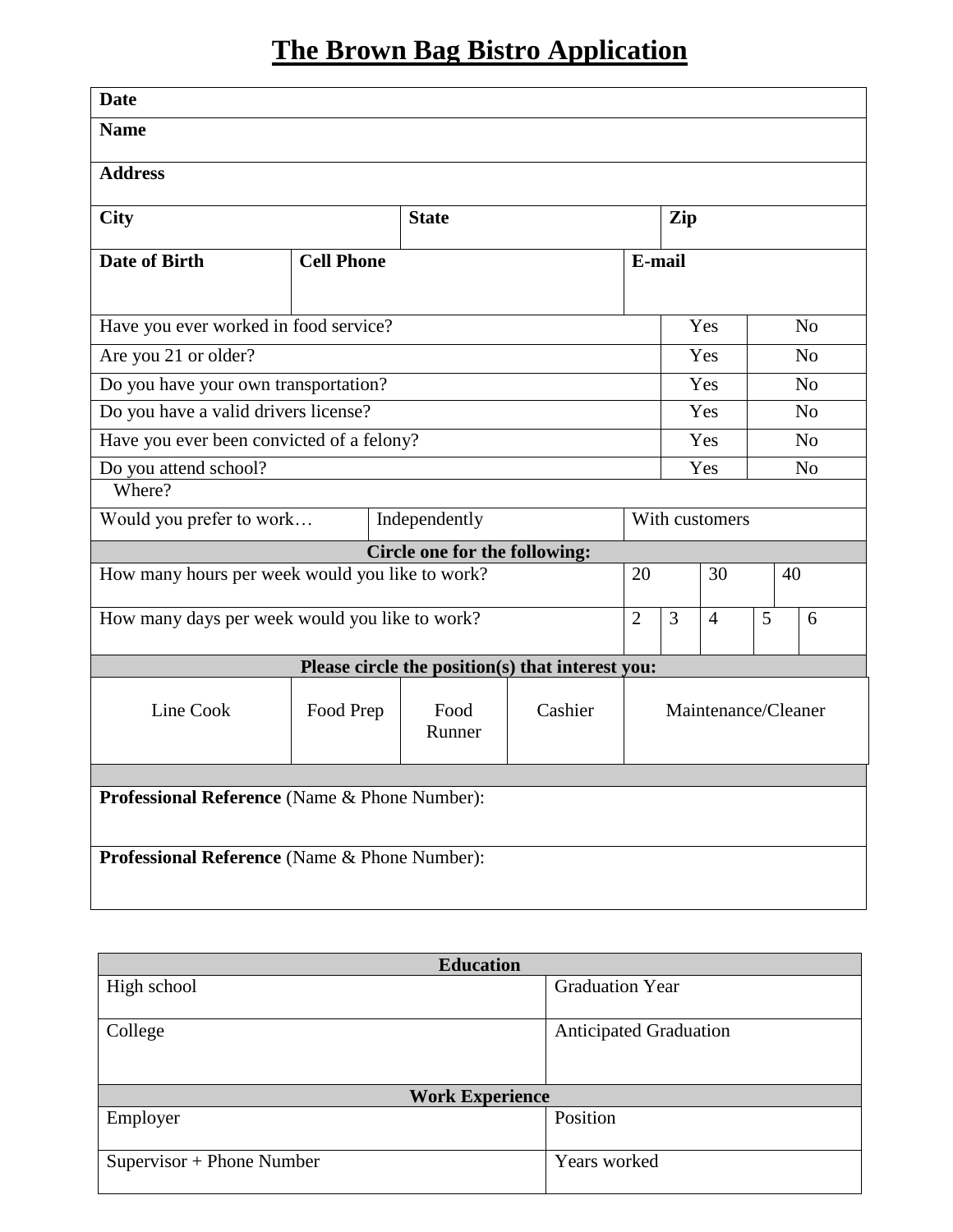# The Brown Bag Bistro Application

| **Date** | | | | | | |
|---|---|---|---|---|---|---|
| **Name** | | | | | | |
| **Address** | | | | | | |
| **City** | | **State** | | | **Zip** | |
| **Date of Birth** | **Cell Phone** | | | **E-mail** | | |
| Have you ever worked in food service? | | | | | Yes | No |
| Are you 21 or older? | | | | | Yes | No |
| Do you have your own transportation? | | | | | Yes | No |
| Do you have a valid drivers license? | | | | | Yes | No |
| Have you ever been convicted of a felony? | | | | | Yes | No |
| Do you attend school? | | | | | Yes | No |
| Where? | | | | | | |
| Would you prefer to work… | | Independently | | With customers | | |

**Circle one for the following:**

| | | | | | |
|---|---|---|---|---|---|
| How many hours per week would you like to work? | 20 | | 30 | | 40 |
| How many days per week would you like to work? | 2 | 3 | 4 | 5 | 6 |

**Please circle the position(s) that interest you:**

| | | | | |
|---|---|---|---|---|
| Line Cook | Food Prep | Food Runner | Cashier | Maintenance/Cleaner |

| |
|---|
| **Professional Reference** (Name & Phone Number): |
| **Professional Reference** (Name & Phone Number): |

| **Education** | |
|---|---|
| High school | Graduation Year |
| College | Anticipated Graduation |
| **Work Experience** | |
| Employer | Position |
| Supervisor + Phone Number | Years worked |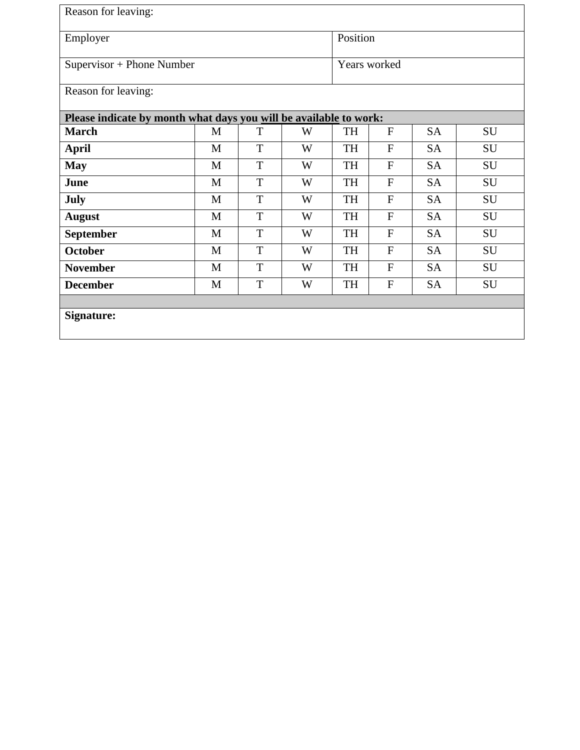| | |
|---|---|
| Reason for leaving: | |
| Employer | Position |
| Supervisor + Phone Number | Years worked |
| Reason for leaving: | |

| **Please indicate by month what days you <u>will be available</u> to work:** | | | | | | | |
|---|---|---|---|---|---|---|---|
| **March** | M | T | W | TH | F | SA | SU |
| **April** | M | T | W | TH | F | SA | SU |
| **May** | M | T | W | TH | F | SA | SU |
| **June** | M | T | W | TH | F | SA | SU |
| **July** | M | T | W | TH | F | SA | SU |
| **August** | M | T | W | TH | F | SA | SU |
| **September** | M | T | W | TH | F | SA | SU |
| **October** | M | T | W | TH | F | SA | SU |
| **November** | M | T | W | TH | F | SA | SU |
| **December** | M | T | W | TH | F | SA | SU |

**Signature:**